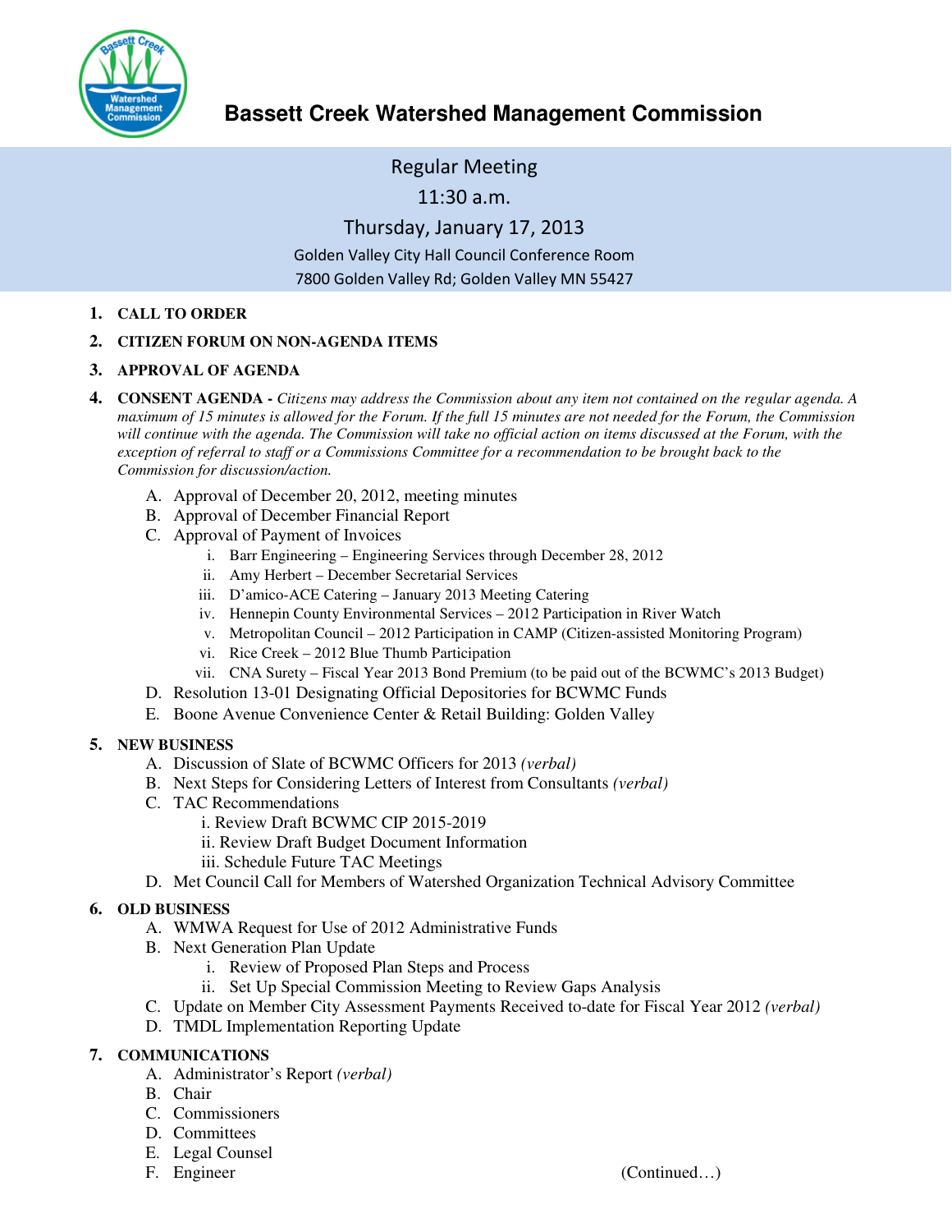# Bassett Creek Watershed Management Commission

## Regular Meeting

11:30 a.m.

Thursday, January 17, 2013

Golden Valley City Hall Council Conference Room

7800 Golden Valley Rd; Golden Valley MN 55427

1. **CALL TO ORDER**
2. **CITIZEN FORUM ON NON-AGENDA ITEMS**
3. **APPROVAL OF AGENDA**
4. **CONSENT AGENDA -** *Citizens may address the Commission about any item not contained on the regular agenda. A maximum of 15 minutes is allowed for the Forum. If the full 15 minutes are not needed for the Forum, the Commission will continue with the agenda. The Commission will take no official action on items discussed at the Forum, with the exception of referral to staff or a Commissions Committee for a recommendation to be brought back to the Commission for discussion/action.*
   - A. Approval of December 20, 2012, meeting minutes
   - B. Approval of December Financial Report
   - C. Approval of Payment of Invoices
     - i. Barr Engineering – Engineering Services through December 28, 2012
     - ii. Amy Herbert – December Secretarial Services
     - iii. D'amico-ACE Catering – January 2013 Meeting Catering
     - iv. Hennepin County Environmental Services – 2012 Participation in River Watch
     - v. Metropolitan Council – 2012 Participation in CAMP (Citizen-assisted Monitoring Program)
     - vi. Rice Creek – 2012 Blue Thumb Participation
     - vii. CNA Surety – Fiscal Year 2013 Bond Premium (to be paid out of the BCWMC's 2013 Budget)
   - D. Resolution 13-01 Designating Official Depositories for BCWMC Funds
   - E. Boone Avenue Convenience Center & Retail Building: Golden Valley
5. **NEW BUSINESS**
   - A. Discussion of Slate of BCWMC Officers for 2013 *(verbal)*
   - B. Next Steps for Considering Letters of Interest from Consultants *(verbal)*
   - C. TAC Recommendations
     - i. Review Draft BCWMC CIP 2015-2019
     - ii. Review Draft Budget Document Information
     - iii. Schedule Future TAC Meetings
   - D. Met Council Call for Members of Watershed Organization Technical Advisory Committee
6. **OLD BUSINESS**
   - A. WMWA Request for Use of 2012 Administrative Funds
   - B. Next Generation Plan Update
     - i. Review of Proposed Plan Steps and Process
     - ii. Set Up Special Commission Meeting to Review Gaps Analysis
   - C. Update on Member City Assessment Payments Received to-date for Fiscal Year 2012 *(verbal)*
   - D. TMDL Implementation Reporting Update
7. **COMMUNICATIONS**
   - A. Administrator's Report *(verbal)*
   - B. Chair
   - C. Commissioners
   - D. Committees
   - E. Legal Counsel
   - F. Engineer

(Continued…)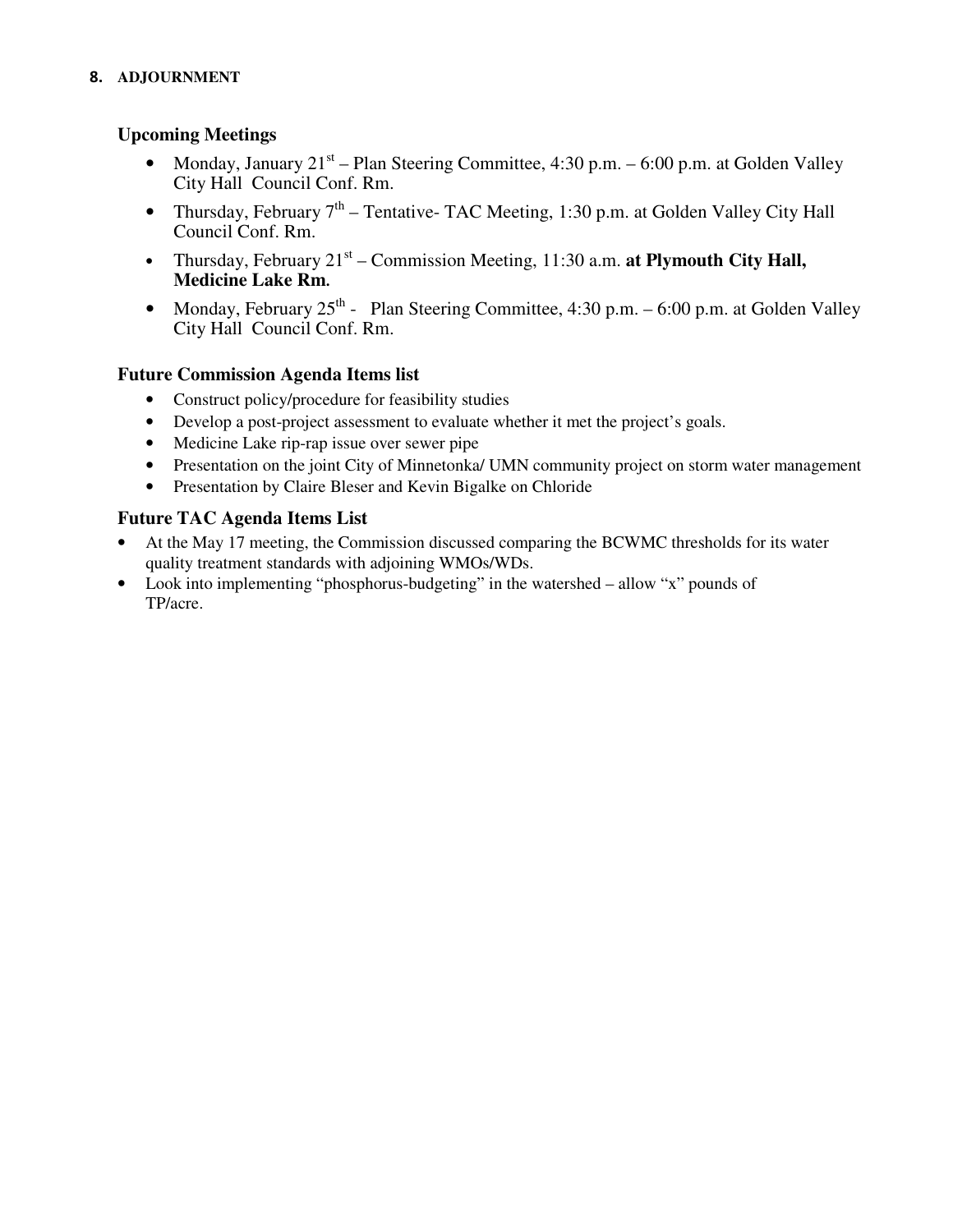**8. ADJOURNMENT**

### Upcoming Meetings

- Monday, January 21st – Plan Steering Committee, 4:30 p.m. – 6:00 p.m. at Golden Valley City Hall Council Conf. Rm.
- Thursday, February 7th – Tentative- TAC Meeting, 1:30 p.m. at Golden Valley City Hall Council Conf. Rm.
- Thursday, February 21st – Commission Meeting, 11:30 a.m. **at Plymouth City Hall, Medicine Lake Rm.**
- Monday, February 25th - Plan Steering Committee, 4:30 p.m. – 6:00 p.m. at Golden Valley City Hall Council Conf. Rm.

### Future Commission Agenda Items list

- Construct policy/procedure for feasibility studies
- Develop a post-project assessment to evaluate whether it met the project's goals.
- Medicine Lake rip-rap issue over sewer pipe
- Presentation on the joint City of Minnetonka/ UMN community project on storm water management
- Presentation by Claire Bleser and Kevin Bigalke on Chloride

### Future TAC Agenda Items List

- At the May 17 meeting, the Commission discussed comparing the BCWMC thresholds for its water quality treatment standards with adjoining WMOs/WDs.
- Look into implementing "phosphorus-budgeting" in the watershed – allow "x" pounds of TP/acre.